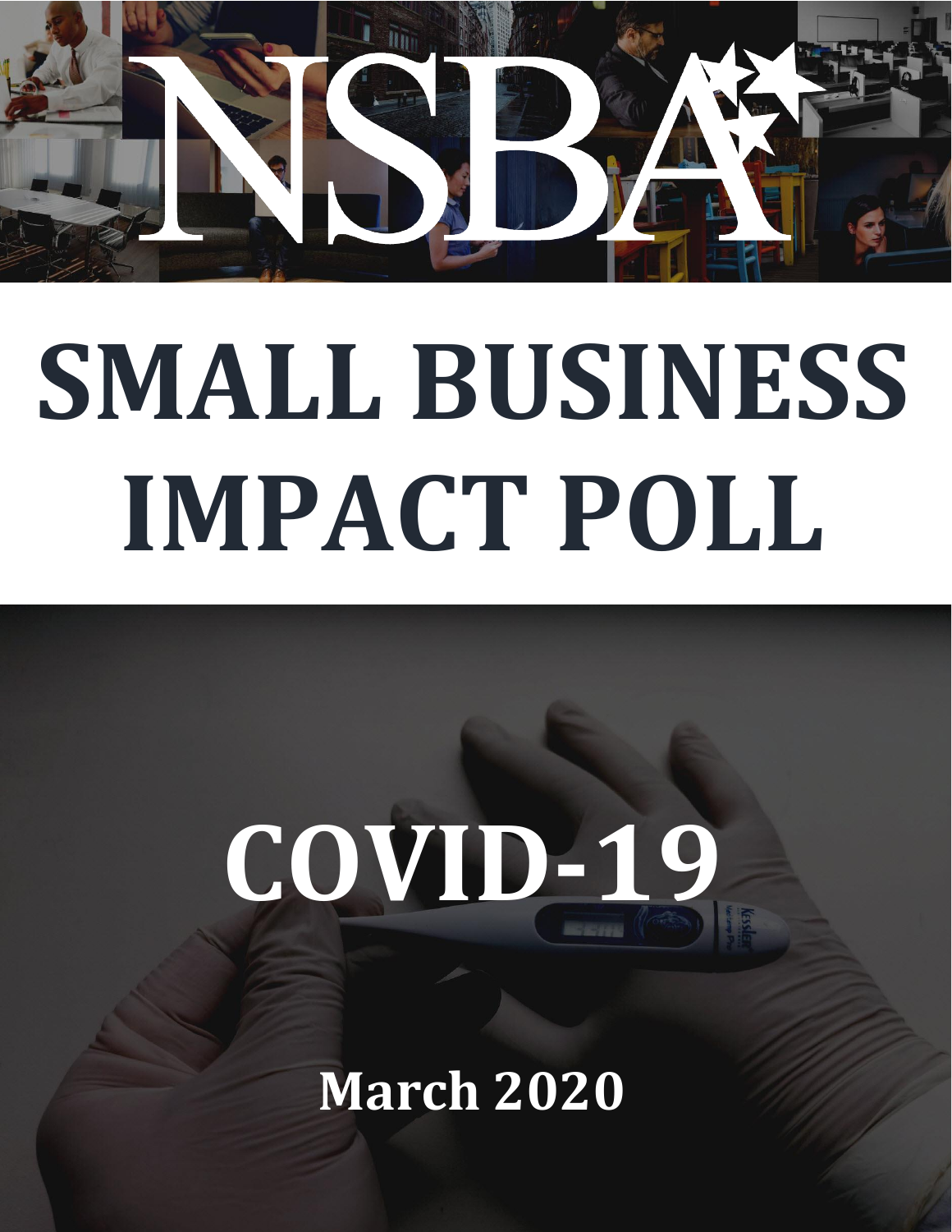# NSBA

# SMALL BUSINESS IMPACT POLL

# COVID-19

**March 2020**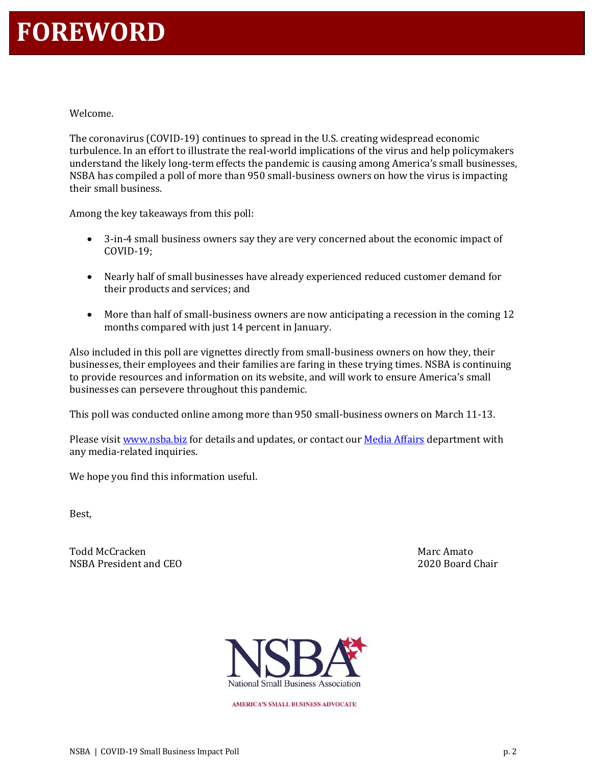# FOREWORD

Welcome.

The coronavirus (COVID-19) continues to spread in the U.S. creating widespread economic turbulence. In an effort to illustrate the real-world implications of the virus and help policymakers understand the likely long-term effects the pandemic is causing among America's small businesses, NSBA has compiled a poll of more than 950 small-business owners on how the virus is impacting their small business.

Among the key takeaways from this poll:

- 3-in-4 small business owners say they are very concerned about the economic impact of COVID-19;
- Nearly half of small businesses have already experienced reduced customer demand for their products and services; and
- More than half of small-business owners are now anticipating a recession in the coming 12 months compared with just 14 percent in January.

Also included in this poll are vignettes directly from small-business owners on how they, their businesses, their employees and their families are faring in these trying times. NSBA is continuing to provide resources and information on its website, and will work to ensure America's small businesses can persevere throughout this pandemic.

This poll was conducted online among more than 950 small-business owners on March 11-13.

Please visit [www.nsba.biz](http://www.nsba.biz) for details and updates, or contact our Media Affairs department with any media-related inquiries.

We hope you find this information useful.

Best,

Todd McCracken
NSBA President and CEO

Marc Amato
2020 Board Chair

NSBA
National Small Business Association
AMERICA'S SMALL BUSINESS ADVOCATE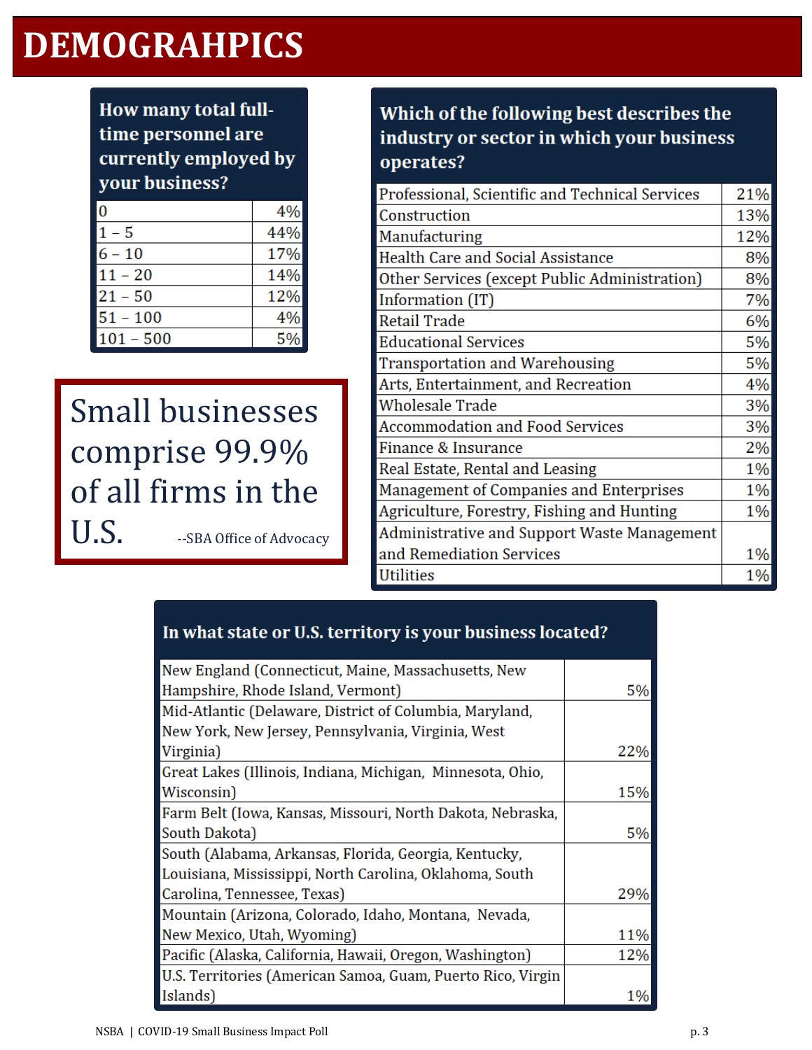# DEMOGRAHPICS

| How many total full-time personnel are currently employed by your business? | |
|---|---|
| 0 | 4% |
| 1 – 5 | 44% |
| 6 – 10 | 17% |
| 11 – 20 | 14% |
| 21 – 50 | 12% |
| 51 – 100 | 4% |
| 101 – 500 | 5% |

Small businesses comprise 99.9% of all firms in the U.S. --SBA Office of Advocacy

| Which of the following best describes the industry or sector in which your business operates? | |
|---|---|
| Professional, Scientific and Technical Services | 21% |
| Construction | 13% |
| Manufacturing | 12% |
| Health Care and Social Assistance | 8% |
| Other Services (except Public Administration) | 8% |
| Information (IT) | 7% |
| Retail Trade | 6% |
| Educational Services | 5% |
| Transportation and Warehousing | 5% |
| Arts, Entertainment, and Recreation | 4% |
| Wholesale Trade | 3% |
| Accommodation and Food Services | 3% |
| Finance & Insurance | 2% |
| Real Estate, Rental and Leasing | 1% |
| Management of Companies and Enterprises | 1% |
| Agriculture, Forestry, Fishing and Hunting | 1% |
| Administrative and Support Waste Management and Remediation Services | 1% |
| Utilities | 1% |

| In what state or U.S. territory is your business located? | |
|---|---|
| New England (Connecticut, Maine, Massachusetts, New Hampshire, Rhode Island, Vermont) | 5% |
| Mid-Atlantic (Delaware, District of Columbia, Maryland, New York, New Jersey, Pennsylvania, Virginia, West Virginia) | 22% |
| Great Lakes (Illinois, Indiana, Michigan, Minnesota, Ohio, Wisconsin) | 15% |
| Farm Belt (Iowa, Kansas, Missouri, North Dakota, Nebraska, South Dakota) | 5% |
| South (Alabama, Arkansas, Florida, Georgia, Kentucky, Louisiana, Mississippi, North Carolina, Oklahoma, South Carolina, Tennessee, Texas) | 29% |
| Mountain (Arizona, Colorado, Idaho, Montana, Nevada, New Mexico, Utah, Wyoming) | 11% |
| Pacific (Alaska, California, Hawaii, Oregon, Washington) | 12% |
| U.S. Territories (American Samoa, Guam, Puerto Rico, Virgin Islands) | 1% |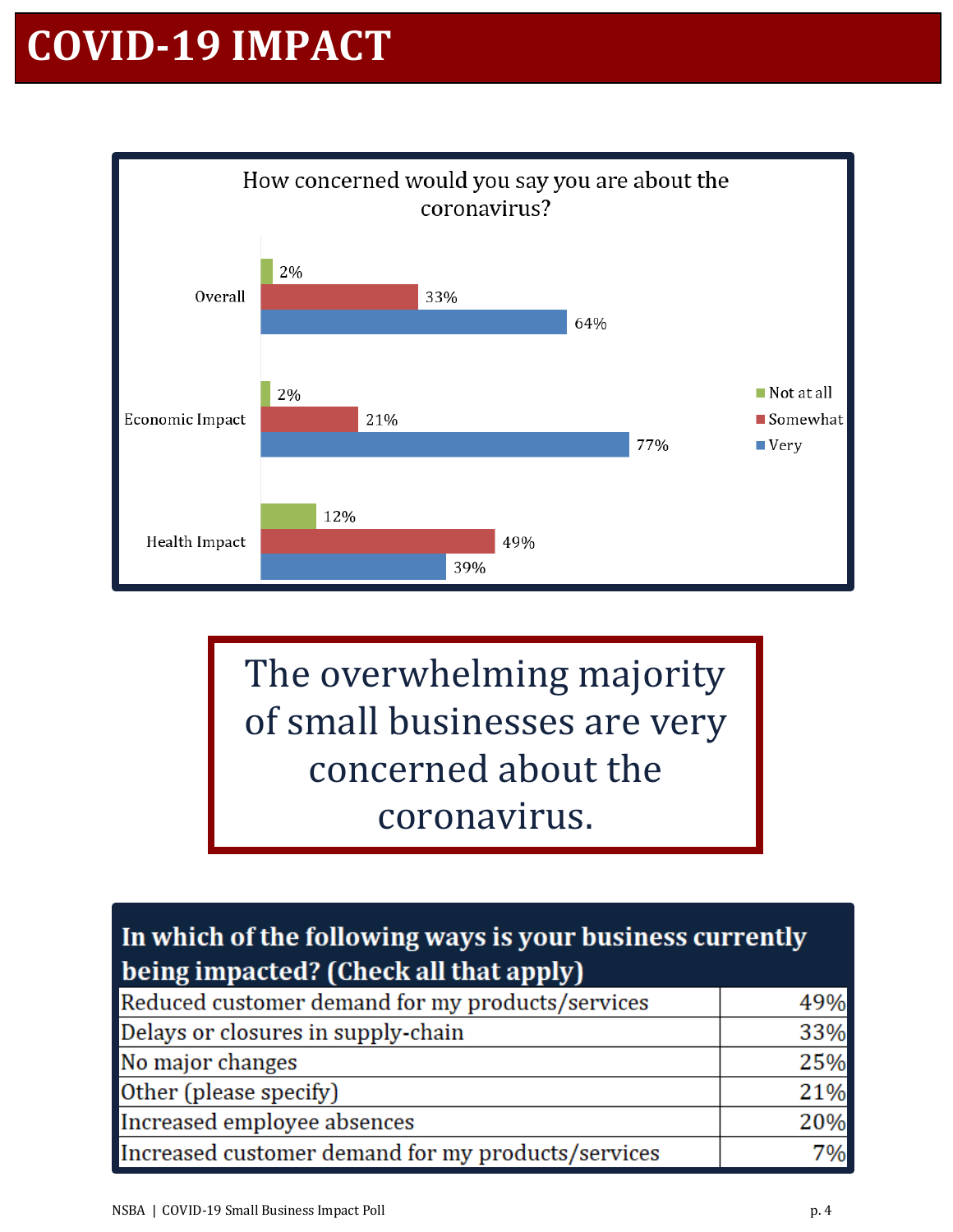# COVID-19 IMPACT

How concerned would you say you are about the coronavirus?

| | Not at all | Somewhat | Very |
|---|---|---|---|
| Overall | 2% | 33% | 64% |
| Economic Impact | 2% | 21% | 77% |
| Health Impact | 12% | 49% | 39% |

The overwhelming majority of small businesses are very concerned about the coronavirus.

| In which of the following ways is your business currently being impacted? (Check all that apply) | |
|---|---|
| Reduced customer demand for my products/services | 49% |
| Delays or closures in supply-chain | 33% |
| No major changes | 25% |
| Other (please specify) | 21% |
| Increased employee absences | 20% |
| Increased customer demand for my products/services | 7% |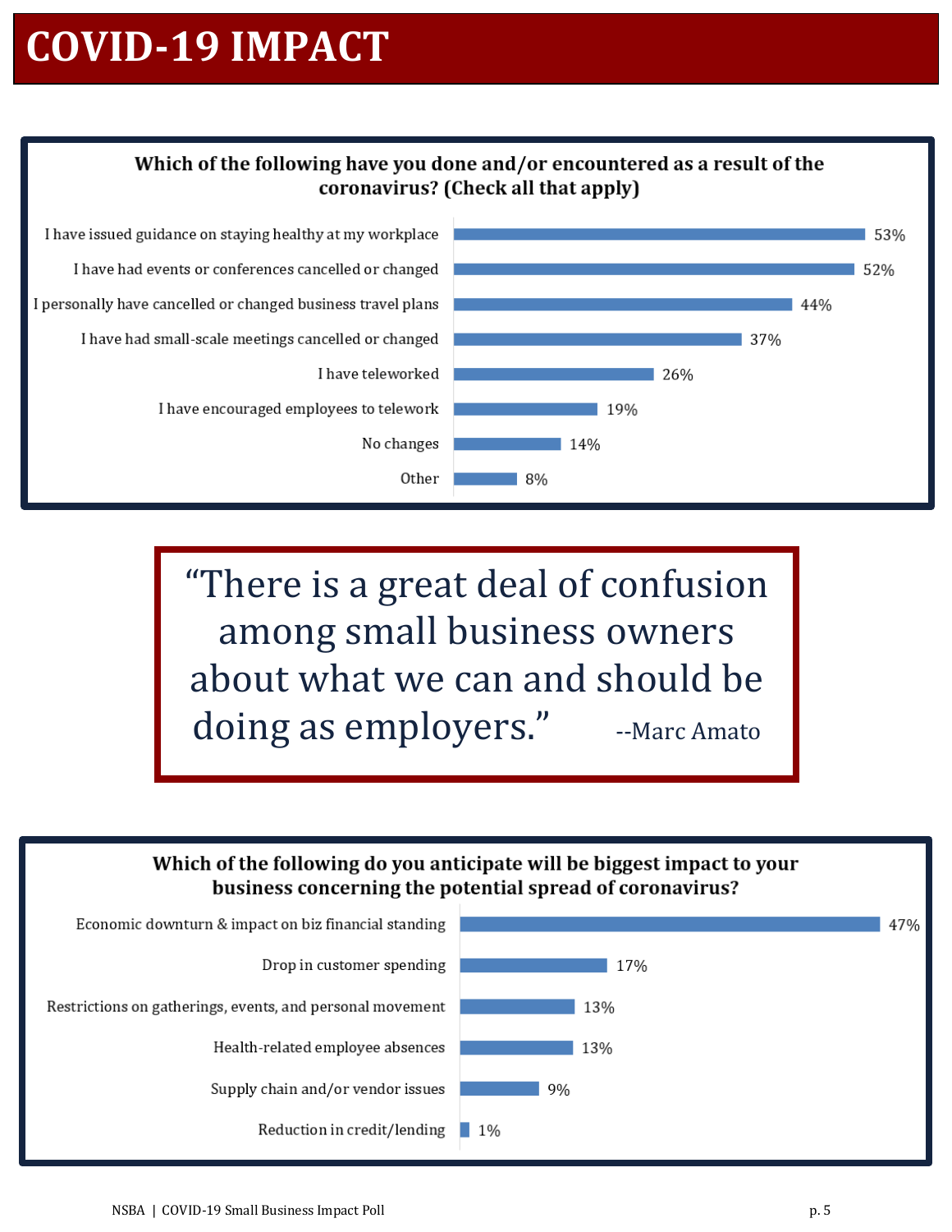# COVID-19 IMPACT

**Which of the following have you done and/or encountered as a result of the coronavirus? (Check all that apply)**

| Response | % |
|---|---|
| I have issued guidance on staying healthy at my workplace | 53% |
| I have had events or conferences cancelled or changed | 52% |
| I personally have cancelled or changed business travel plans | 44% |
| I have had small-scale meetings cancelled or changed | 37% |
| I have teleworked | 26% |
| I have encouraged employees to telework | 19% |
| No changes | 14% |
| Other | 8% |

> "There is a great deal of confusion among small business owners about what we can and should be doing as employers." --Marc Amato

**Which of the following do you anticipate will be biggest impact to your business concerning the potential spread of coronavirus?**

| Response | % |
|---|---|
| Economic downturn & impact on biz financial standing | 47% |
| Drop in customer spending | 17% |
| Restrictions on gatherings, events, and personal movement | 13% |
| Health-related employee absences | 13% |
| Supply chain and/or vendor issues | 9% |
| Reduction in credit/lending | 1% |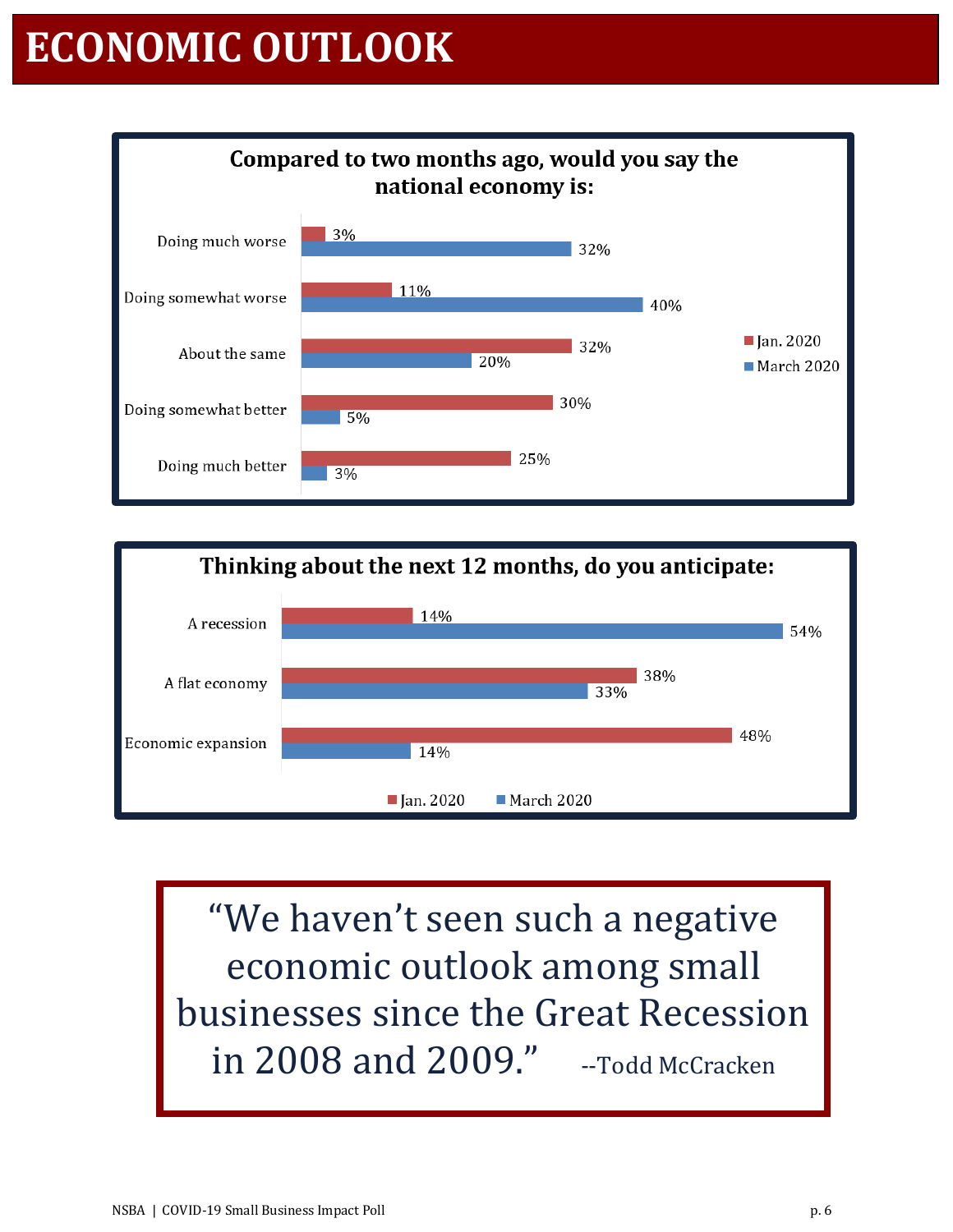# ECONOMIC OUTLOOK

**Compared to two months ago, would you say the national economy is:**

| | Jan. 2020 | March 2020 |
|---|---|---|
| Doing much worse | 3% | 32% |
| Doing somewhat worse | 11% | 40% |
| About the same | 32% | 20% |
| Doing somewhat better | 30% | 5% |
| Doing much better | 25% | 3% |

**Thinking about the next 12 months, do you anticipate:**

| | Jan. 2020 | March 2020 |
|---|---|---|
| A recession | 14% | 54% |
| A flat economy | 38% | 33% |
| Economic expansion | 48% | 14% |

> "We haven't seen such a negative economic outlook among small businesses since the Great Recession in 2008 and 2009." --Todd McCracken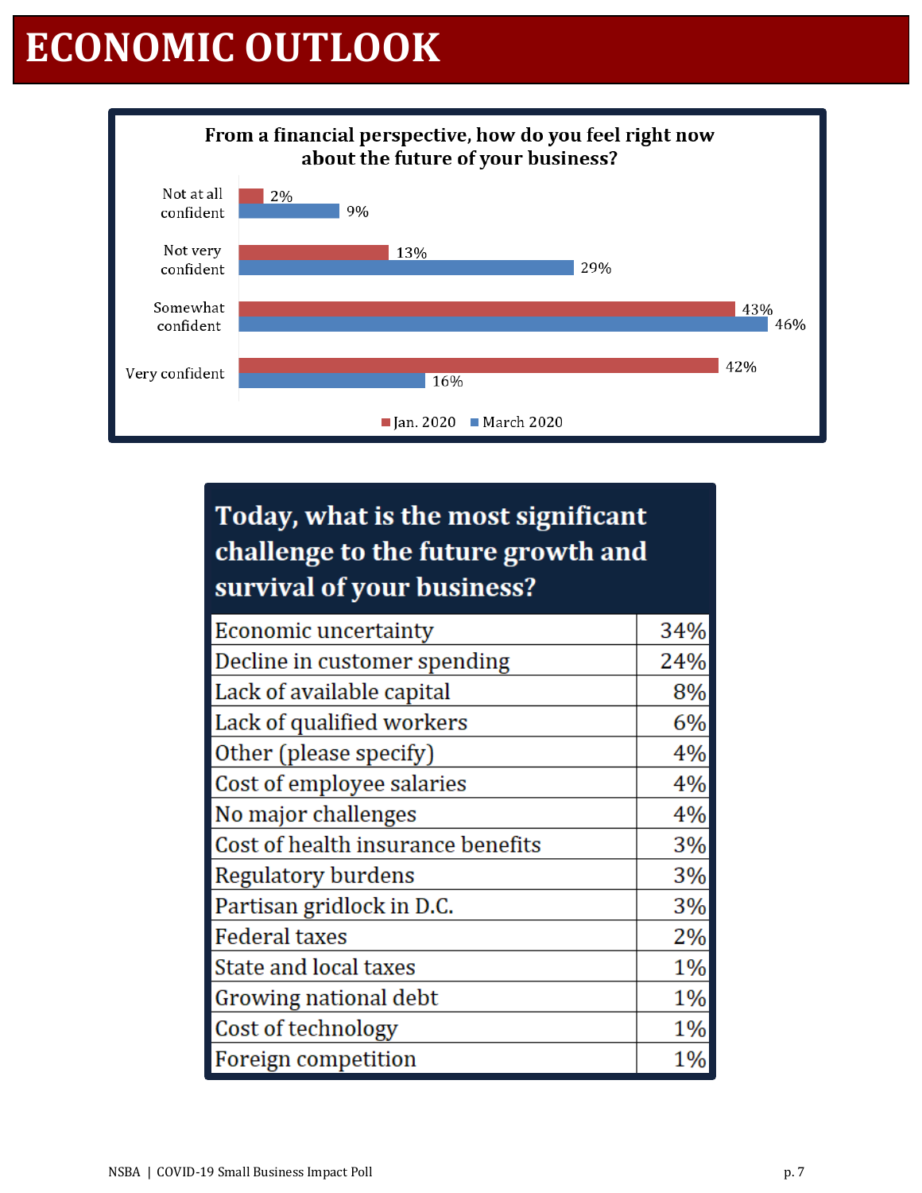# ECONOMIC OUTLOOK

**From a financial perspective, how do you feel right now about the future of your business?**

| | Jan. 2020 | March 2020 |
|---|---|---|
| Not at all confident | 2% | 9% |
| Not very confident | 13% | 29% |
| Somewhat confident | 43% | 46% |
| Very confident | 42% | 16% |

**Today, what is the most significant challenge to the future growth and survival of your business?**

| Challenge | % |
|---|---|
| Economic uncertainty | 34% |
| Decline in customer spending | 24% |
| Lack of available capital | 8% |
| Lack of qualified workers | 6% |
| Other (please specify) | 4% |
| Cost of employee salaries | 4% |
| No major challenges | 4% |
| Cost of health insurance benefits | 3% |
| Regulatory burdens | 3% |
| Partisan gridlock in D.C. | 3% |
| Federal taxes | 2% |
| State and local taxes | 1% |
| Growing national debt | 1% |
| Cost of technology | 1% |
| Foreign competition | 1% |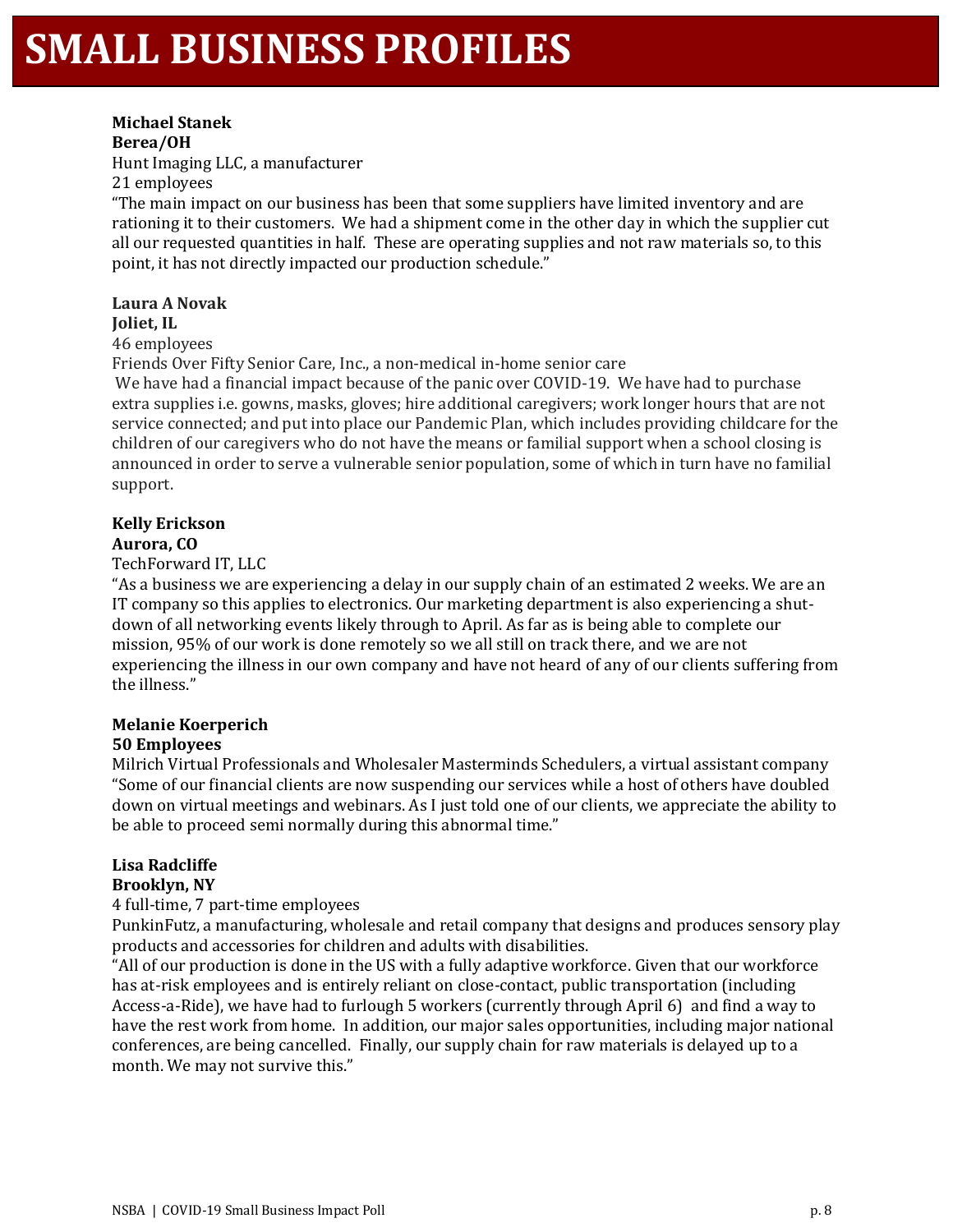# SMALL BUSINESS PROFILES

**Michael Stanek**
**Berea/OH**
Hunt Imaging LLC, a manufacturer
21 employees
"The main impact on our business has been that some suppliers have limited inventory and are rationing it to their customers. We had a shipment come in the other day in which the supplier cut all our requested quantities in half. These are operating supplies and not raw materials so, to this point, it has not directly impacted our production schedule."

**Laura A Novak**
**Joliet, IL**
46 employees
Friends Over Fifty Senior Care, Inc., a non-medical in-home senior care
We have had a financial impact because of the panic over COVID-19. We have had to purchase extra supplies i.e. gowns, masks, gloves; hire additional caregivers; work longer hours that are not service connected; and put into place our Pandemic Plan, which includes providing childcare for the children of our caregivers who do not have the means or familial support when a school closing is announced in order to serve a vulnerable senior population, some of which in turn have no familial support.

**Kelly Erickson**
**Aurora, CO**
TechForward IT, LLC
"As a business we are experiencing a delay in our supply chain of an estimated 2 weeks. We are an IT company so this applies to electronics. Our marketing department is also experiencing a shut-down of all networking events likely through to April. As far as is being able to complete our mission, 95% of our work is done remotely so we all still on track there, and we are not experiencing the illness in our own company and have not heard of any of our clients suffering from the illness."

**Melanie Koerperich**
**50 Employees**
Milrich Virtual Professionals and Wholesaler Masterminds Schedulers, a virtual assistant company
"Some of our financial clients are now suspending our services while a host of others have doubled down on virtual meetings and webinars. As I just told one of our clients, we appreciate the ability to be able to proceed semi normally during this abnormal time."

**Lisa Radcliffe**
**Brooklyn, NY**
4 full-time, 7 part-time employees
PunkinFutz, a manufacturing, wholesale and retail company that designs and produces sensory play products and accessories for children and adults with disabilities.
"All of our production is done in the US with a fully adaptive workforce. Given that our workforce has at-risk employees and is entirely reliant on close-contact, public transportation (including Access-a-Ride), we have had to furlough 5 workers (currently through April 6) and find a way to have the rest work from home. In addition, our major sales opportunities, including major national conferences, are being cancelled. Finally, our supply chain for raw materials is delayed up to a month. We may not survive this."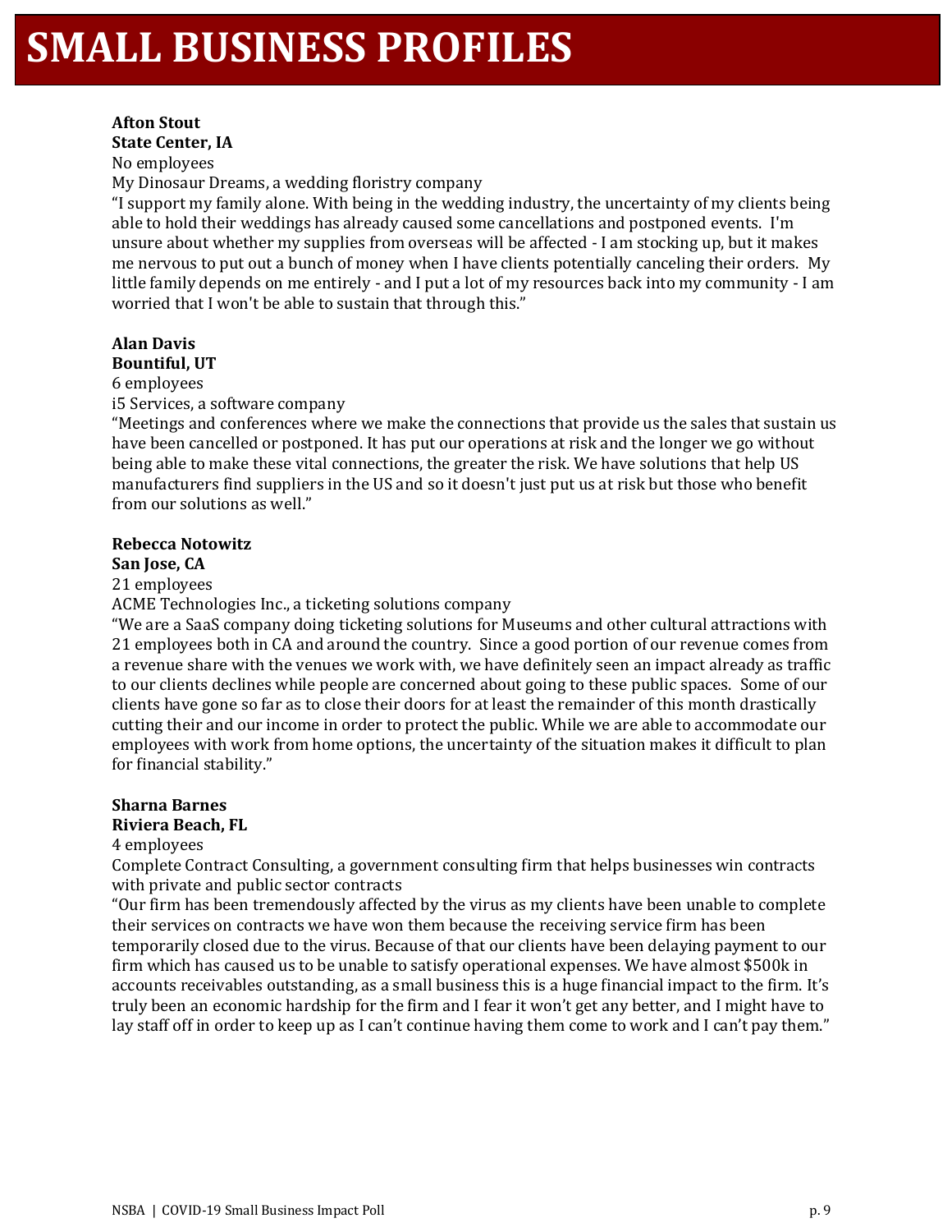# SMALL BUSINESS PROFILES

**Afton Stout**
**State Center, IA**
No employees
My Dinosaur Dreams, a wedding floristry company
"I support my family alone. With being in the wedding industry, the uncertainty of my clients being able to hold their weddings has already caused some cancellations and postponed events. I'm unsure about whether my supplies from overseas will be affected - I am stocking up, but it makes me nervous to put out a bunch of money when I have clients potentially canceling their orders. My little family depends on me entirely - and I put a lot of my resources back into my community - I am worried that I won't be able to sustain that through this."

**Alan Davis**
**Bountiful, UT**
6 employees
i5 Services, a software company
"Meetings and conferences where we make the connections that provide us the sales that sustain us have been cancelled or postponed. It has put our operations at risk and the longer we go without being able to make these vital connections, the greater the risk. We have solutions that help US manufacturers find suppliers in the US and so it doesn't just put us at risk but those who benefit from our solutions as well."

**Rebecca Notowitz**
**San Jose, CA**
21 employees
ACME Technologies Inc., a ticketing solutions company
"We are a SaaS company doing ticketing solutions for Museums and other cultural attractions with 21 employees both in CA and around the country. Since a good portion of our revenue comes from a revenue share with the venues we work with, we have definitely seen an impact already as traffic to our clients declines while people are concerned about going to these public spaces. Some of our clients have gone so far as to close their doors for at least the remainder of this month drastically cutting their and our income in order to protect the public. While we are able to accommodate our employees with work from home options, the uncertainty of the situation makes it difficult to plan for financial stability."

**Sharna Barnes**
**Riviera Beach, FL**
4 employees
Complete Contract Consulting, a government consulting firm that helps businesses win contracts with private and public sector contracts
"Our firm has been tremendously affected by the virus as my clients have been unable to complete their services on contracts we have won them because the receiving service firm has been temporarily closed due to the virus. Because of that our clients have been delaying payment to our firm which has caused us to be unable to satisfy operational expenses. We have almost $500k in accounts receivables outstanding, as a small business this is a huge financial impact to the firm. It's truly been an economic hardship for the firm and I fear it won't get any better, and I might have to lay staff off in order to keep up as I can't continue having them come to work and I can't pay them."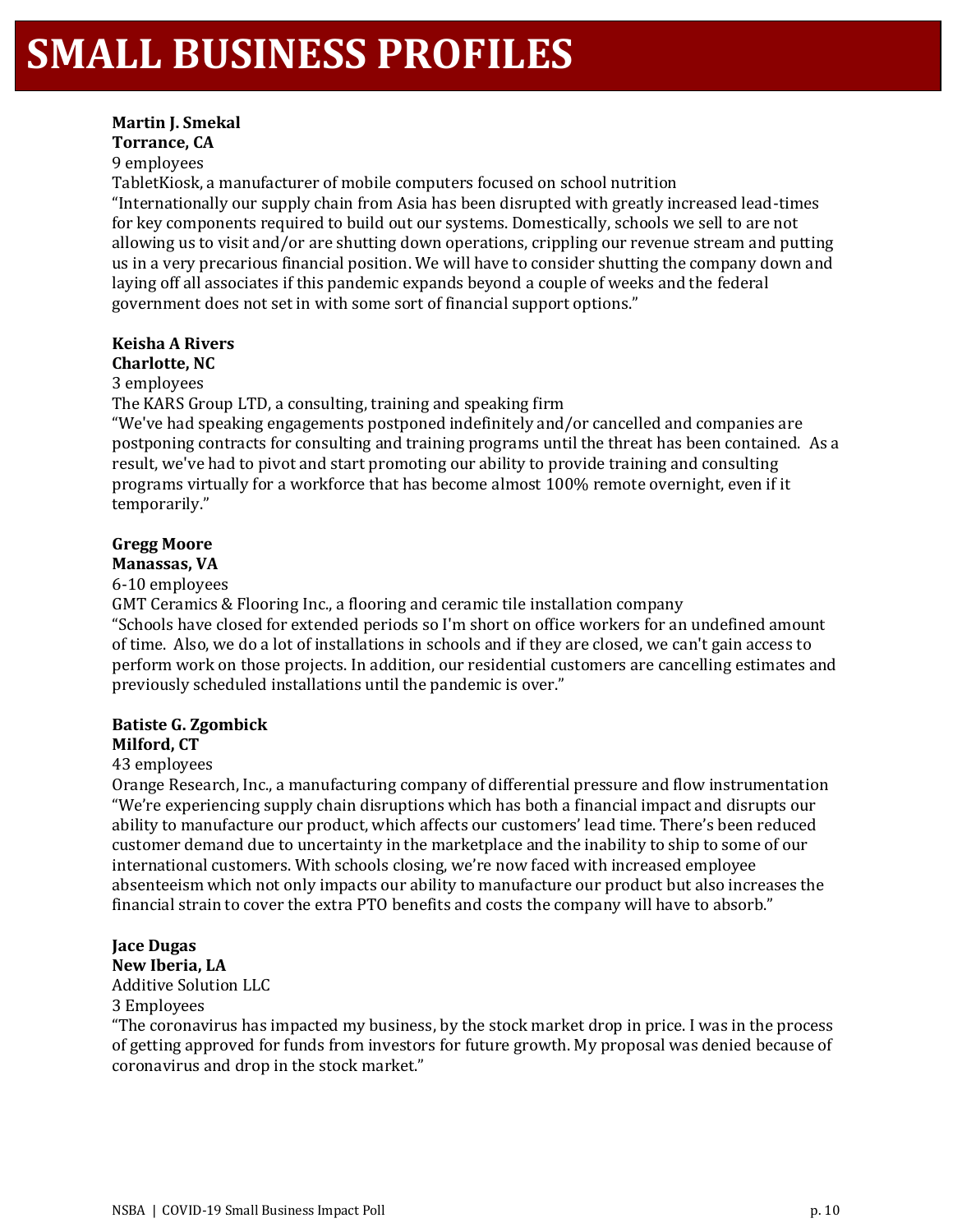# SMALL BUSINESS PROFILES

**Martin J. Smekal**
**Torrance, CA**
9 employees
TabletKiosk, a manufacturer of mobile computers focused on school nutrition
"Internationally our supply chain from Asia has been disrupted with greatly increased lead-times for key components required to build out our systems. Domestically, schools we sell to are not allowing us to visit and/or are shutting down operations, crippling our revenue stream and putting us in a very precarious financial position. We will have to consider shutting the company down and laying off all associates if this pandemic expands beyond a couple of weeks and the federal government does not set in with some sort of financial support options."

**Keisha A Rivers**
**Charlotte, NC**
3 employees
The KARS Group LTD, a consulting, training and speaking firm
"We've had speaking engagements postponed indefinitely and/or cancelled and companies are postponing contracts for consulting and training programs until the threat has been contained. As a result, we've had to pivot and start promoting our ability to provide training and consulting programs virtually for a workforce that has become almost 100% remote overnight, even if it temporarily."

**Gregg Moore**
**Manassas, VA**
6-10 employees
GMT Ceramics & Flooring Inc., a flooring and ceramic tile installation company
"Schools have closed for extended periods so I'm short on office workers for an undefined amount of time. Also, we do a lot of installations in schools and if they are closed, we can't gain access to perform work on those projects. In addition, our residential customers are cancelling estimates and previously scheduled installations until the pandemic is over."

**Batiste G. Zgombick**
**Milford, CT**
43 employees
Orange Research, Inc., a manufacturing company of differential pressure and flow instrumentation
"We're experiencing supply chain disruptions which has both a financial impact and disrupts our ability to manufacture our product, which affects our customers' lead time. There's been reduced customer demand due to uncertainty in the marketplace and the inability to ship to some of our international customers. With schools closing, we're now faced with increased employee absenteeism which not only impacts our ability to manufacture our product but also increases the financial strain to cover the extra PTO benefits and costs the company will have to absorb."

**Jace Dugas**
**New Iberia, LA**
Additive Solution LLC
3 Employees
"The coronavirus has impacted my business, by the stock market drop in price. I was in the process of getting approved for funds from investors for future growth. My proposal was denied because of coronavirus and drop in the stock market."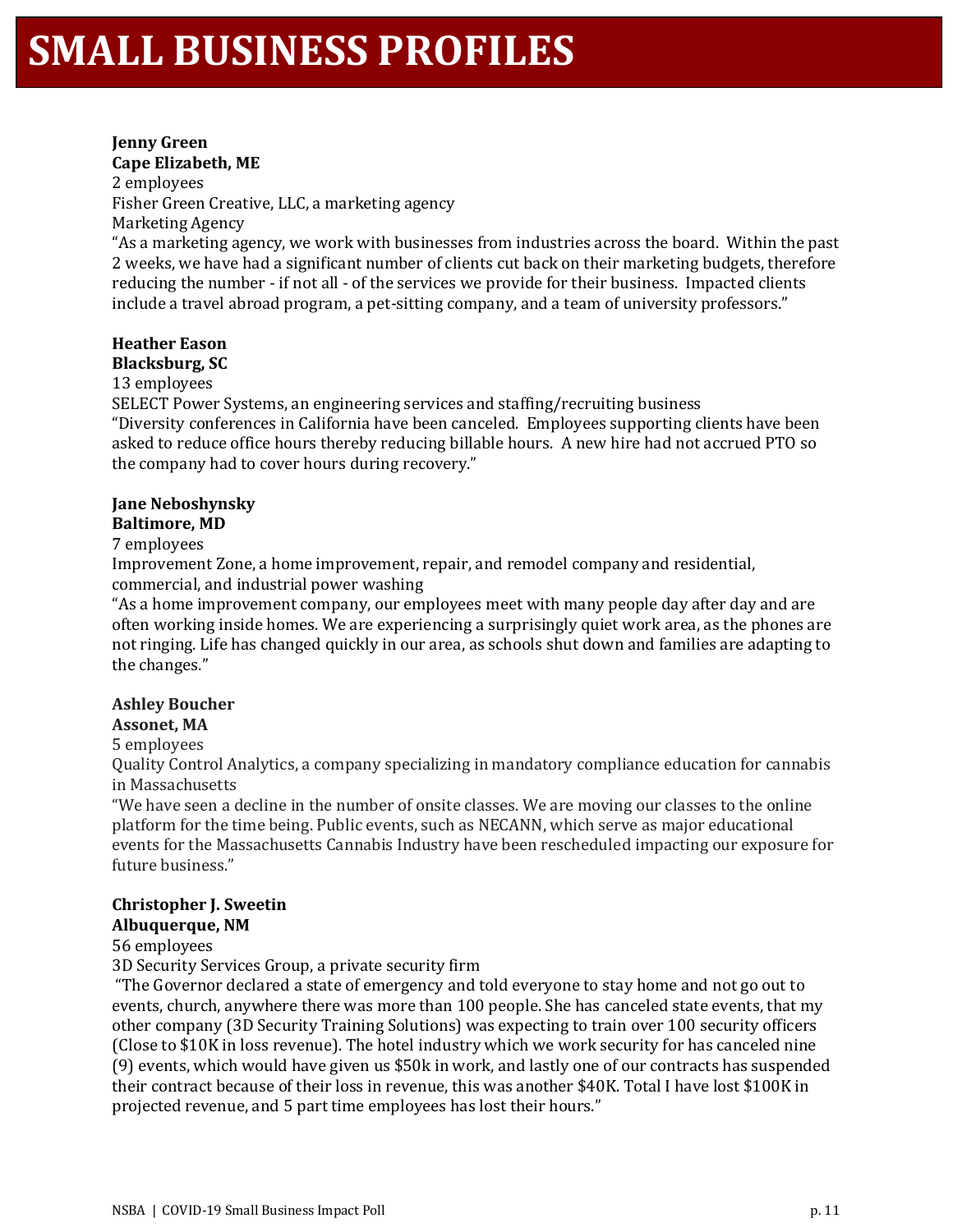# SMALL BUSINESS PROFILES

**Jenny Green**
**Cape Elizabeth, ME**
2 employees
Fisher Green Creative, LLC, a marketing agency
Marketing Agency
"As a marketing agency, we work with businesses from industries across the board. Within the past 2 weeks, we have had a significant number of clients cut back on their marketing budgets, therefore reducing the number - if not all - of the services we provide for their business. Impacted clients include a travel abroad program, a pet-sitting company, and a team of university professors."

**Heather Eason**
**Blacksburg, SC**
13 employees
SELECT Power Systems, an engineering services and staffing/recruiting business
"Diversity conferences in California have been canceled. Employees supporting clients have been asked to reduce office hours thereby reducing billable hours. A new hire had not accrued PTO so the company had to cover hours during recovery."

**Jane Neboshynsky**
**Baltimore, MD**
7 employees
Improvement Zone, a home improvement, repair, and remodel company and residential, commercial, and industrial power washing
"As a home improvement company, our employees meet with many people day after day and are often working inside homes. We are experiencing a surprisingly quiet work area, as the phones are not ringing. Life has changed quickly in our area, as schools shut down and families are adapting to the changes."

**Ashley Boucher**
**Assonet, MA**
5 employees
Quality Control Analytics, a company specializing in mandatory compliance education for cannabis in Massachusetts
"We have seen a decline in the number of onsite classes. We are moving our classes to the online platform for the time being. Public events, such as NECANN, which serve as major educational events for the Massachusetts Cannabis Industry have been rescheduled impacting our exposure for future business."

**Christopher J. Sweetin**
**Albuquerque, NM**
56 employees
3D Security Services Group, a private security firm
"The Governor declared a state of emergency and told everyone to stay home and not go out to events, church, anywhere there was more than 100 people. She has canceled state events, that my other company (3D Security Training Solutions) was expecting to train over 100 security officers (Close to $10K in loss revenue). The hotel industry which we work security for has canceled nine (9) events, which would have given us $50k in work, and lastly one of our contracts has suspended their contract because of their loss in revenue, this was another $40K. Total I have lost $100K in projected revenue, and 5 part time employees has lost their hours."